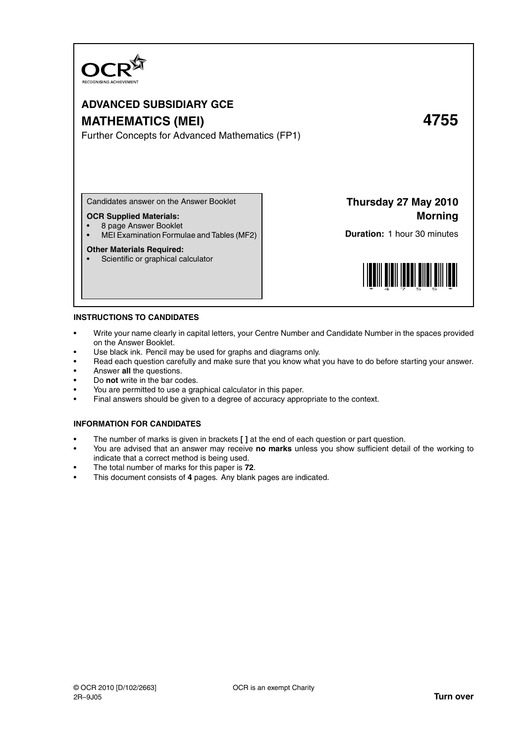OCR
RECOGNISING ACHIEVEMENT

# ADVANCED SUBSIDIARY GCE

# MATHEMATICS (MEI) 4755

Further Concepts for Advanced Mathematics (FP1)

Candidates answer on the Answer Booklet

**OCR Supplied Materials:**
- 8 page Answer Booklet
- MEI Examination Formulae and Tables (MF2)

**Other Materials Required:**
- Scientific or graphical calculator

**Thursday 27 May 2010**
**Morning**

**Duration:** 1 hour 30 minutes

## INSTRUCTIONS TO CANDIDATES

- Write your name clearly in capital letters, your Centre Number and Candidate Number in the spaces provided on the Answer Booklet.
- Use black ink. Pencil may be used for graphs and diagrams only.
- Read each question carefully and make sure that you know what you have to do before starting your answer.
- Answer **all** the questions.
- Do **not** write in the bar codes.
- You are permitted to use a graphical calculator in this paper.
- Final answers should be given to a degree of accuracy appropriate to the context.

## INFORMATION FOR CANDIDATES

- The number of marks is given in brackets **[ ]** at the end of each question or part question.
- You are advised that an answer may receive **no marks** unless you show sufficient detail of the working to indicate that a correct method is being used.
- The total number of marks for this paper is **72**.
- This document consists of **4** pages. Any blank pages are indicated.

© OCR 2010 [D/102/2663]
2R–9J05

OCR is an exempt Charity

**Turn over**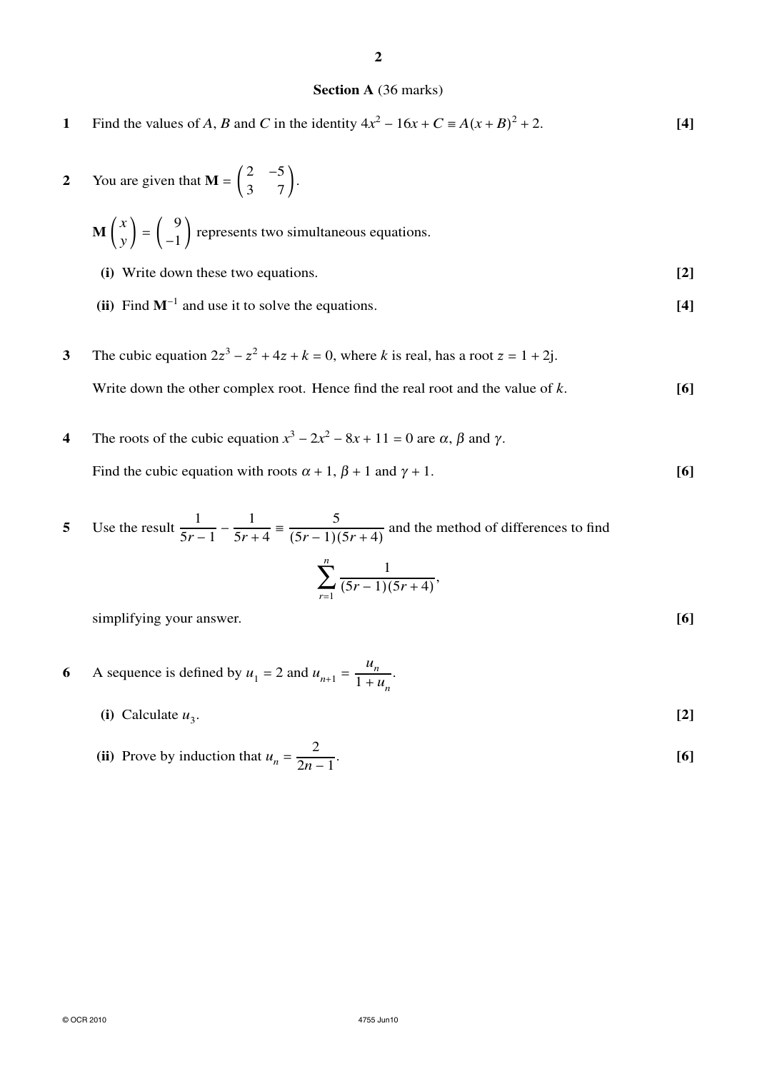## Section A (36 marks)

**1** Find the values of $A$, $B$ and $C$ in the identity $4x^2 - 16x + C \equiv A(x + B)^2 + 2$. **[4]**

**2** You are given that $\mathbf{M} = \begin{pmatrix} 2 & -5 \\ 3 & 7 \end{pmatrix}$.

$\mathbf{M}\begin{pmatrix} x \\ y \end{pmatrix} = \begin{pmatrix} 9 \\ -1 \end{pmatrix}$ represents two simultaneous equations.

**(i)** Write down these two equations. **[2]**

**(ii)** Find $\mathbf{M}^{-1}$ and use it to solve the equations. **[4]**

**3** The cubic equation $2z^3 - z^2 + 4z + k = 0$, where $k$ is real, has a root $z = 1 + 2\mathrm{j}$.

Write down the other complex root. Hence find the real root and the value of $k$. **[6]**

**4** The roots of the cubic equation $x^3 - 2x^2 - 8x + 11 = 0$ are $\alpha$, $\beta$ and $\gamma$.

Find the cubic equation with roots $\alpha + 1$, $\beta + 1$ and $\gamma + 1$. **[6]**

**5** Use the result $\dfrac{1}{5r-1} - \dfrac{1}{5r+4} \equiv \dfrac{5}{(5r-1)(5r+4)}$ and the method of differences to find

$$\sum_{r=1}^{n} \frac{1}{(5r-1)(5r+4)},$$

simplifying your answer. **[6]**

**6** A sequence is defined by $u_1 = 2$ and $u_{n+1} = \dfrac{u_n}{1 + u_n}$.

**(i)** Calculate $u_3$. **[2]**

**(ii)** Prove by induction that $u_n = \dfrac{2}{2n-1}$. **[6]**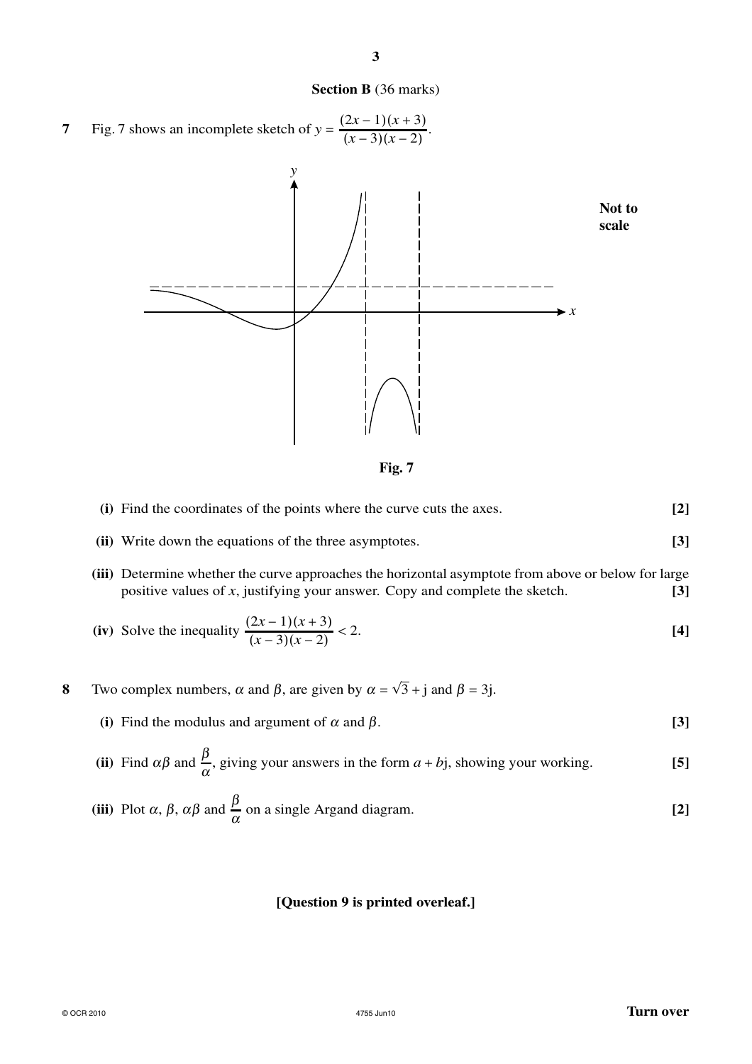**Section B** (36 marks)

**7** Fig. 7 shows an incomplete sketch of $y = \dfrac{(2x-1)(x+3)}{(x-3)(x-2)}$.

Not to scale

**Fig. 7**

**(i)** Find the coordinates of the points where the curve cuts the axes. **[2]**

**(ii)** Write down the equations of the three asymptotes. **[3]**

**(iii)** Determine whether the curve approaches the horizontal asymptote from above or below for large positive values of $x$, justifying your answer. Copy and complete the sketch. **[3]**

**(iv)** Solve the inequality $\dfrac{(2x-1)(x+3)}{(x-3)(x-2)} < 2$. **[4]**

**8** Two complex numbers, $\alpha$ and $\beta$, are given by $\alpha = \sqrt{3} + \text{j}$ and $\beta = 3\text{j}$.

**(i)** Find the modulus and argument of $\alpha$ and $\beta$. **[3]**

**(ii)** Find $\alpha\beta$ and $\dfrac{\beta}{\alpha}$, giving your answers in the form $a + b\text{j}$, showing your working. **[5]**

**(iii)** Plot $\alpha$, $\beta$, $\alpha\beta$ and $\dfrac{\beta}{\alpha}$ on a single Argand diagram. **[2]**

**[Question 9 is printed overleaf.]**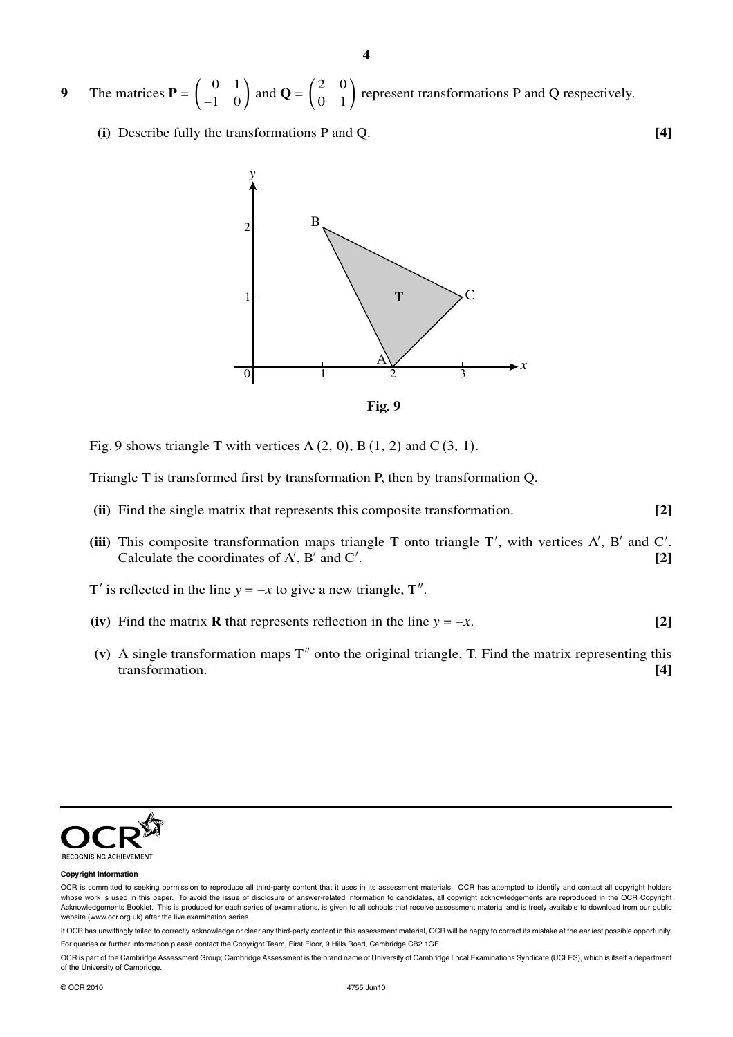**9** The matrices $\mathbf{P} = \begin{pmatrix} 0 & 1 \\ -1 & 0 \end{pmatrix}$ and $\mathbf{Q} = \begin{pmatrix} 2 & 0 \\ 0 & 1 \end{pmatrix}$ represent transformations P and Q respectively.

**(i)** Describe fully the transformations P and Q. **[4]**

y

2

1

0

1

2

3

x

B

C

T

A

**Fig. 9**

Fig. 9 shows triangle T with vertices A (2, 0), B (1, 2) and C (3, 1).

Triangle T is transformed first by transformation P, then by transformation Q.

**(ii)** Find the single matrix that represents this composite transformation. **[2]**

**(iii)** This composite transformation maps triangle T onto triangle T′, with vertices A′, B′ and C′. Calculate the coordinates of A′, B′ and C′. **[2]**

T′ is reflected in the line $y = -x$ to give a new triangle, T″.

**(iv)** Find the matrix **R** that represents reflection in the line $y = -x$. **[2]**

**(v)** A single transformation maps T″ onto the original triangle, T. Find the matrix representing this transformation. **[4]**

**Copyright Information**

OCR is committed to seeking permission to reproduce all third-party content that it uses in its assessment materials. OCR has attempted to identify and contact all copyright holders whose work is used in this paper. To avoid the issue of disclosure of answer-related information to candidates, all copyright acknowledgements are reproduced in the OCR Copyright Acknowledgements Booklet. This is produced for each series of examinations, is given to all schools that receive assessment material and is freely available to download from our public website (www.ocr.org.uk) after the live examination series.

If OCR has unwittingly failed to correctly acknowledge or clear any third-party content in this assessment material, OCR will be happy to correct its mistake at the earliest possible opportunity.

For queries or further information please contact the Copyright Team, First Floor, 9 Hills Road, Cambridge CB2 1GE.

OCR is part of the Cambridge Assessment Group; Cambridge Assessment is the brand name of University of Cambridge Local Examinations Syndicate (UCLES), which is itself a department of the University of Cambridge.

© OCR 2010 4755 Jun10